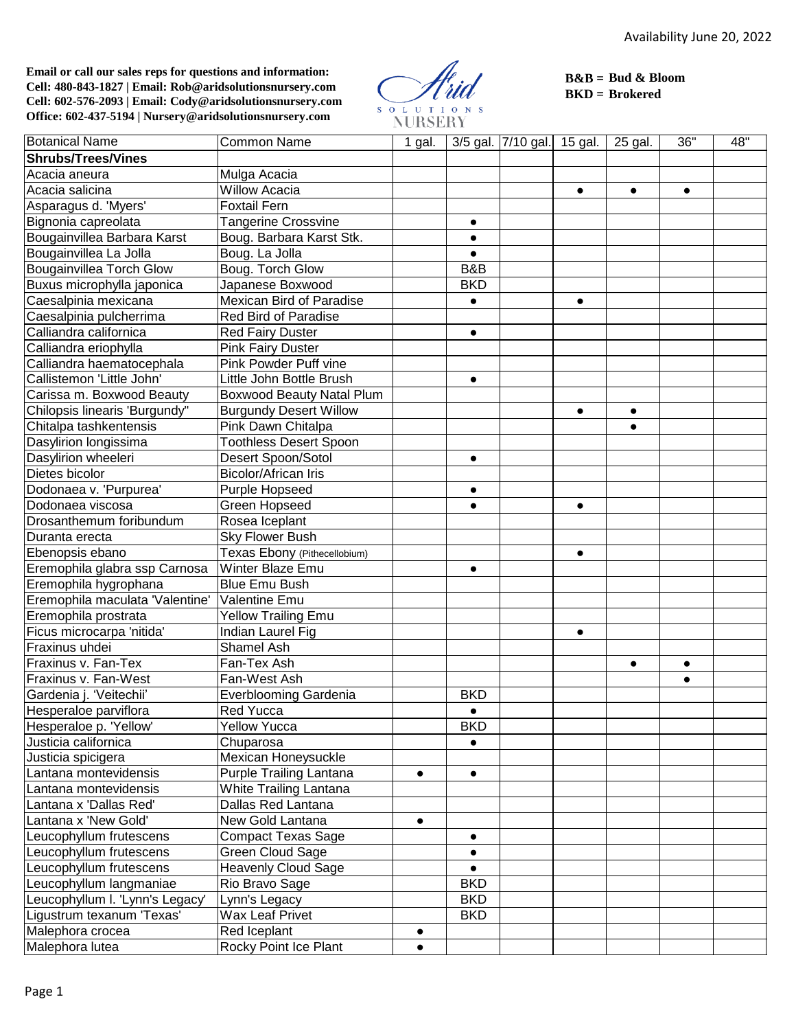Availability June 20, 2022

**Email or call our sales reps for questions and information:**
**Cell: 480-843-1827 | Email: Rob@aridsolutionsnursery.com**
**Cell: 602-576-2093 | Email: Cody@aridsolutionsnursery.com**
**Office: 602-437-5194 | Nursery@aridsolutionsnursery.com**

Arid SOLUTIONS NURSERY

**B&B = Bud & Bloom**
**BKD = Brokered**

| Botanical Name | Common Name | 1 gal. | 3/5 gal. | 7/10 gal. | 15 gal. | 25 gal. | 36" | 48" |
|---|---|---|---|---|---|---|---|---|
| **Shrubs/Trees/Vines** | | | | | | | | |
| Acacia aneura | Mulga Acacia | | | | | | | |
| Acacia salicina | Willow Acacia | | | | ● | ● | ● | |
| Asparagus d. 'Myers' | Foxtail Fern | | | | | | | |
| Bignonia capreolata | Tangerine Crossvine | | ● | | | | | |
| Bougainvillea Barbara Karst | Boug. Barbara Karst Stk. | | ● | | | | | |
| Bougainvillea La Jolla | Boug. La Jolla | | ● | | | | | |
| Bougainvillea Torch Glow | Boug. Torch Glow | | B&B | | | | | |
| Buxus microphylla japonica | Japanese Boxwood | | BKD | | | | | |
| Caesalpinia mexicana | Mexican Bird of Paradise | | ● | | ● | | | |
| Caesalpinia pulcherrima | Red Bird of Paradise | | | | | | | |
| Calliandra californica | Red Fairy Duster | | ● | | | | | |
| Calliandra eriophylla | Pink Fairy Duster | | | | | | | |
| Calliandra haematocephala | Pink Powder Puff vine | | | | | | | |
| Callistemon 'Little John' | Little John Bottle Brush | | ● | | | | | |
| Carissa m. Boxwood Beauty | Boxwood Beauty Natal Plum | | | | | | | |
| Chilopsis linearis 'Burgundy" | Burgundy Desert Willow | | | | ● | ● | | |
| Chitalpa tashkentensis | Pink Dawn Chitalpa | | | | | ● | | |
| Dasylirion longissima | Toothless Desert Spoon | | | | | | | |
| Dasylirion wheeleri | Desert Spoon/Sotol | | ● | | | | | |
| Dietes bicolor | Bicolor/African Iris | | | | | | | |
| Dodonaea v. 'Purpurea' | Purple Hopseed | | ● | | | | | |
| Dodonaea viscosa | Green Hopseed | | ● | | ● | | | |
| Drosanthemum foribundum | Rosea Iceplant | | | | | | | |
| Duranta erecta | Sky Flower Bush | | | | | | | |
| Ebenopsis ebano | Texas Ebony (Pithecellobium) | | | | ● | | | |
| Eremophila glabra ssp Carnosa | Winter Blaze Emu | | ● | | | | | |
| Eremophila hygrophana | Blue Emu Bush | | | | | | | |
| Eremophila maculata 'Valentine' | Valentine Emu | | | | | | | |
| Eremophila prostrata | Yellow Trailing Emu | | | | | | | |
| Ficus microcarpa 'nitida' | Indian Laurel Fig | | | | ● | | | |
| Fraxinus uhdei | Shamel Ash | | | | | | | |
| Fraxinus v. Fan-Tex | Fan-Tex Ash | | | | | ● | ● | |
| Fraxinus v. Fan-West | Fan-West Ash | | | | | | ● | |
| Gardenia j. 'Veitechii' | Everblooming Gardenia | | BKD | | | | | |
| Hesperaloe parviflora | Red Yucca | | ● | | | | | |
| Hesperaloe p. 'Yellow' | Yellow Yucca | | BKD | | | | | |
| Justicia californica | Chuparosa | | ● | | | | | |
| Justicia spicigera | Mexican Honeysuckle | | | | | | | |
| Lantana montevidensis | Purple Trailing Lantana | ● | ● | | | | | |
| Lantana montevidensis | White Trailing Lantana | | | | | | | |
| Lantana x 'Dallas Red' | Dallas Red Lantana | | | | | | | |
| Lantana x 'New Gold' | New Gold Lantana | ● | | | | | | |
| Leucophyllum frutescens | Compact Texas Sage | | ● | | | | | |
| Leucophyllum frutescens | Green Cloud Sage | | ● | | | | | |
| Leucophyllum frutescens | Heavenly Cloud Sage | | ● | | | | | |
| Leucophyllum langmaniae | Rio Bravo Sage | | BKD | | | | | |
| Leucophyllum l. 'Lynn's Legacy' | Lynn's Legacy | | BKD | | | | | |
| Ligustrum texanum 'Texas' | Wax Leaf Privet | | BKD | | | | | |
| Malephora crocea | Red Iceplant | ● | | | | | | |
| Malephora lutea | Rocky Point Ice Plant | ● | | | | | | |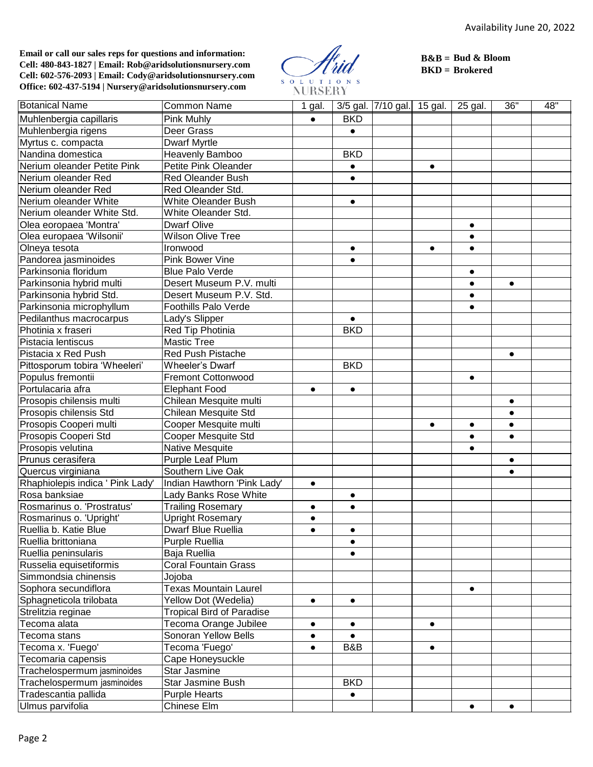Availability June 20, 2022

**Email or call our sales reps for questions and information:**
**Cell: 480-843-1827 | Email: Rob@aridsolutionsnursery.com**
**Cell: 602-576-2093 | Email: Cody@aridsolutionsnursery.com**
**Office: 602-437-5194 | Nursery@aridsolutionsnursery.com**

Arid SOLUTIONS NURSERY

**B&B = Bud & Bloom**
**BKD = Brokered**

| Botanical Name | Common Name | 1 gal. | 3/5 gal. | 7/10 gal. | 15 gal. | 25 gal. | 36" | 48" |
|---|---|---|---|---|---|---|---|---|
| Muhlenbergia capillaris | Pink Muhly | ● | BKD | | | | | |
| Muhlenbergia rigens | Deer Grass | | ● | | | | | |
| Myrtus c. compacta | Dwarf Myrtle | | | | | | | |
| Nandina domestica | Heavenly Bamboo | | BKD | | | | | |
| Nerium oleander Petite Pink | Petite Pink Oleander | | ● | | ● | | | |
| Nerium oleander Red | Red Oleander Bush | | ● | | | | | |
| Nerium oleander Red | Red Oleander Std. | | | | | | | |
| Nerium oleander White | White Oleander Bush | | ● | | | | | |
| Nerium oleander White Std. | White Oleander Std. | | | | | | | |
| Olea eoropaea 'Montra' | Dwarf Olive | | | | | ● | | |
| Olea europaea 'Wilsonii' | Wilson Olive Tree | | | | | ● | | |
| Olneya tesota | Ironwood | | ● | | ● | ● | | |
| Pandorea jasminoides | Pink Bower Vine | | ● | | | | | |
| Parkinsonia floridum | Blue Palo Verde | | | | | ● | | |
| Parkinsonia hybrid multi | Desert Museum P.V. multi | | | | | ● | ● | |
| Parkinsonia hybrid Std. | Desert Museum P.V. Std. | | | | | ● | | |
| Parkinsonia microphyllum | Foothills Palo Verde | | | | | ● | | |
| Pedilanthus macrocarpus | Lady's Slipper | | ● | | | | | |
| Photinia x fraseri | Red Tip Photinia | | BKD | | | | | |
| Pistacia lentiscus | Mastic Tree | | | | | | | |
| Pistacia x Red Push | Red Push Pistache | | | | | | ● | |
| Pittosporum tobira 'Wheeleri' | Wheeler's Dwarf | | BKD | | | | | |
| Populus fremontii | Fremont Cottonwood | | | | | ● | | |
| Portulacaria afra | Elephant Food | ● | ● | | | | | |
| Prosopis chilensis multi | Chilean Mesquite multi | | | | | | ● | |
| Prosopis chilensis Std | Chilean Mesquite Std | | | | | | ● | |
| Prosopis Cooperi multi | Cooper Mesquite multi | | | | ● | ● | ● | |
| Prosopis Cooperi Std | Cooper Mesquite Std | | | | | ● | ● | |
| Prosopis velutina | Native Mesquite | | | | | ● | | |
| Prunus cerasifera | Purple Leaf Plum | | | | | | ● | |
| Quercus virginiana | Southern Live Oak | | | | | | ● | |
| Rhaphiolepis indica ' Pink Lady' | Indian Hawthorn 'Pink Lady' | ● | | | | | | |
| Rosa banksiae | Lady Banks Rose White | | ● | | | | | |
| Rosmarinus o. 'Prostratus' | Trailing Rosemary | ● | ● | | | | | |
| Rosmarinus o. 'Upright' | Upright Rosemary | ● | | | | | | |
| Ruellia b. Katie Blue | Dwarf Blue Ruellia | ● | ● | | | | | |
| Ruellia brittoniana | Purple Ruellia | | ● | | | | | |
| Ruellia peninsularis | Baja Ruellia | | ● | | | | | |
| Russelia equisetiformis | Coral Fountain Grass | | | | | | | |
| Simmondsia chinensis | Jojoba | | | | | | | |
| Sophora secundiflora | Texas Mountain Laurel | | | | | ● | | |
| Sphagneticola trilobata | Yellow Dot (Wedelia) | ● | ● | | | | | |
| Strelitzia reginae | Tropical Bird of Paradise | | | | | | | |
| Tecoma alata | Tecoma Orange Jubilee | ● | ● | | ● | | | |
| Tecoma stans | Sonoran Yellow Bells | ● | ● | | | | | |
| Tecoma x. 'Fuego' | Tecoma 'Fuego' | ● | B&B | | ● | | | |
| Tecomaria capensis | Cape Honeysuckle | | | | | | | |
| Trachelospermum jasminoides | Star Jasmine | | | | | | | |
| Trachelospermum jasminoides | Star Jasmine Bush | | BKD | | | | | |
| Tradescantia pallida | Purple Hearts | | ● | | | | | |
| Ulmus parvifolia | Chinese Elm | | | | | ● | ● | |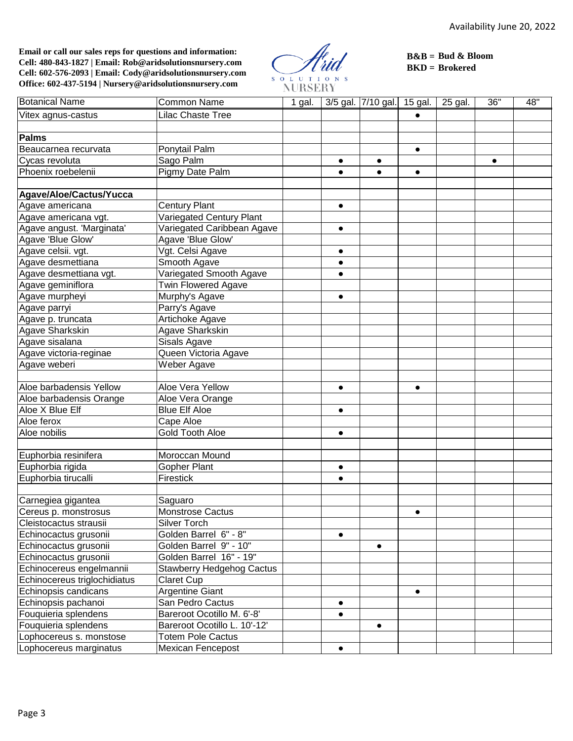Availability June 20, 2022

**Email or call our sales reps for questions and information:**
**Cell: 480-843-1827 | Email: Rob@aridsolutionsnursery.com**
**Cell: 602-576-2093 | Email: Cody@aridsolutionsnursery.com**
**Office: 602-437-5194 | Nursery@aridsolutionsnursery.com**

Arid SOLUTIONS NURSERY

**B&B = Bud & Bloom**
**BKD = Brokered**

| Botanical Name | Common Name | 1 gal. | 3/5 gal. | 7/10 gal. | 15 gal. | 25 gal. | 36" | 48" |
|---|---|---|---|---|---|---|---|---|
| Vitex agnus-castus | Lilac Chaste Tree | | | | ● | | | |
| | | | | | | | | |
| **Palms** | | | | | | | | |
| Beaucarnea recurvata | Ponytail Palm | | | | ● | | | |
| Cycas revoluta | Sago Palm | | ● | ● | | | ● | |
| Phoenix roebelenii | Pigmy Date Palm | | ● | ● | ● | | | |
| | | | | | | | | |
| **Agave/Aloe/Cactus/Yucca** | | | | | | | | |
| Agave americana | Century Plant | | ● | | | | | |
| Agave americana vgt. | Variegated Century Plant | | | | | | | |
| Agave angust. 'Marginata' | Variegated Caribbean Agave | | ● | | | | | |
| Agave 'Blue Glow' | Agave 'Blue Glow' | | | | | | | |
| Agave celsii. vgt. | Vgt. Celsi Agave | | ● | | | | | |
| Agave desmettiana | Smooth Agave | | ● | | | | | |
| Agave desmettiana vgt. | Variegated Smooth Agave | | ● | | | | | |
| Agave geminiflora | Twin Flowered Agave | | | | | | | |
| Agave murpheyi | Murphy's Agave | | ● | | | | | |
| Agave parryi | Parry's Agave | | | | | | | |
| Agave p. truncata | Artichoke Agave | | | | | | | |
| Agave Sharkskin | Agave Sharkskin | | | | | | | |
| Agave sisalana | Sisals Agave | | | | | | | |
| Agave victoria-reginae | Queen Victoria Agave | | | | | | | |
| Agave weberi | Weber Agave | | | | | | | |
| | | | | | | | | |
| Aloe barbadensis Yellow | Aloe Vera Yellow | | ● | | ● | | | |
| Aloe barbadensis Orange | Aloe Vera Orange | | | | | | | |
| Aloe X Blue Elf | Blue Elf Aloe | | ● | | | | | |
| Aloe ferox | Cape Aloe | | | | | | | |
| Aloe nobilis | Gold Tooth Aloe | | ● | | | | | |
| | | | | | | | | |
| Euphorbia resinifera | Moroccan Mound | | | | | | | |
| Euphorbia rigida | Gopher Plant | | ● | | | | | |
| Euphorbia tirucalli | Firestick | | ● | | | | | |
| | | | | | | | | |
| Carnegiea gigantea | Saguaro | | | | | | | |
| Cereus p. monstrosus | Monstrose Cactus | | | | ● | | | |
| Cleistocactus strausii | Silver Torch | | | | | | | |
| Echinocactus grusonii | Golden Barrel 6" - 8" | | ● | | | | | |
| Echinocactus grusonii | Golden Barrel 9" - 10" | | | ● | | | | |
| Echinocactus grusonii | Golden Barrel 16" - 19" | | | | | | | |
| Echinocereus engelmannii | Stawberry Hedgehog Cactus | | | | | | | |
| Echinocereus triglochidiatus | Claret Cup | | | | | | | |
| Echinopsis candicans | Argentine Giant | | | | ● | | | |
| Echinopsis pachanoi | San Pedro Cactus | | ● | | | | | |
| Fouquieria splendens | Bareroot Ocotillo M. 6'-8' | | ● | | | | | |
| Fouquieria splendens | Bareroot Ocotillo L. 10'-12' | | | ● | | | | |
| Lophocereus s. monstose | Totem Pole Cactus | | | | | | | |
| Lophocereus marginatus | Mexican Fencepost | | ● | | | | | |